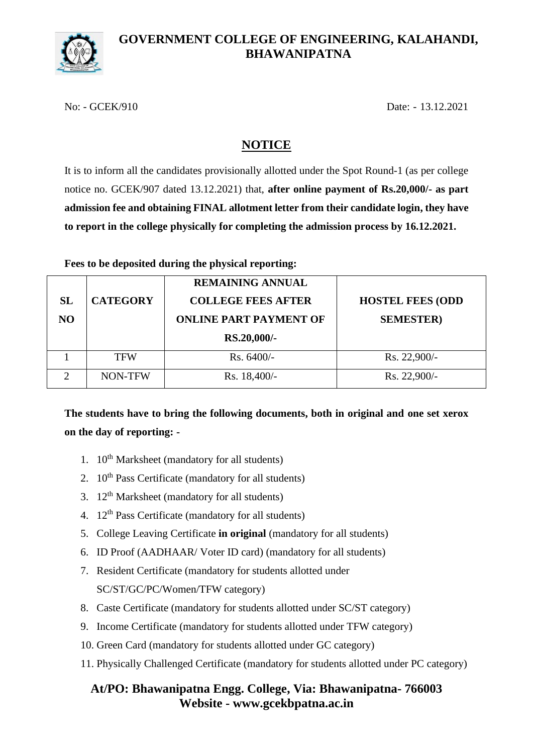# GOVERNMENT COLLEGE OF ENGINEERING, KALAHANDI, BHAWANIPATNA

No: - GCEK/910 Date: - 13.12.2021

## NOTICE

It is to inform all the candidates provisionally allotted under the Spot Round-1 (as per college notice no. GCEK/907 dated 13.12.2021) that, **after online payment of Rs.20,000/- as part admission fee and obtaining FINAL allotment letter from their candidate login, they have to report in the college physically for completing the admission process by 16.12.2021.**

**Fees to be deposited during the physical reporting:**

| SL NO | CATEGORY | REMAINING ANNUAL COLLEGE FEES AFTER ONLINE PART PAYMENT OF RS.20,000/- | HOSTEL FEES (ODD SEMESTER) |
|---|---|---|---|
| 1 | TFW | Rs. 6400/- | Rs. 22,900/- |
| 2 | NON-TFW | Rs. 18,400/- | Rs. 22,900/- |

**The students have to bring the following documents, both in original and one set xerox on the day of reporting: -**

1. 10th Marksheet (mandatory for all students)
2. 10th Pass Certificate (mandatory for all students)
3. 12th Marksheet (mandatory for all students)
4. 12th Pass Certificate (mandatory for all students)
5. College Leaving Certificate **in original** (mandatory for all students)
6. ID Proof (AADHAAR/ Voter ID card) (mandatory for all students)
7. Resident Certificate (mandatory for students allotted under SC/ST/GC/PC/Women/TFW category)
8. Caste Certificate (mandatory for students allotted under SC/ST category)
9. Income Certificate (mandatory for students allotted under TFW category)
10. Green Card (mandatory for students allotted under GC category)
11. Physically Challenged Certificate (mandatory for students allotted under PC category)

**At/PO: Bhawanipatna Engg. College, Via: Bhawanipatna- 766003**
**Website - www.gcekbpatna.ac.in**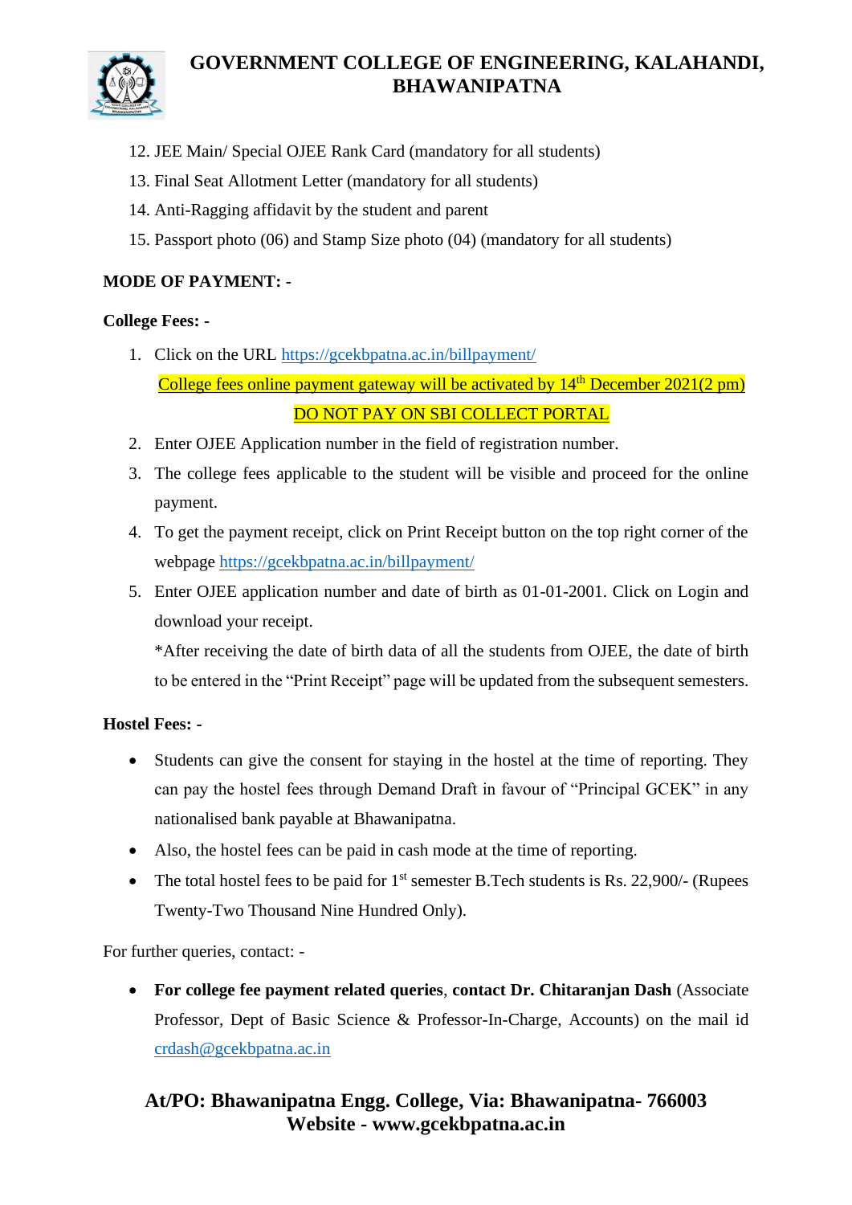12. JEE Main/ Special OJEE Rank Card (mandatory for all students)
13. Final Seat Allotment Letter (mandatory for all students)
14. Anti-Ragging affidavit by the student and parent
15. Passport photo (06) and Stamp Size photo (04) (mandatory for all students)

**MODE OF PAYMENT: -**

**College Fees: -**

1. Click on the URL https://gcekbpatna.ac.in/billpayment/

   College fees online payment gateway will be activated by 14th December 2021(2 pm)

   DO NOT PAY ON SBI COLLECT PORTAL
2. Enter OJEE Application number in the field of registration number.
3. The college fees applicable to the student will be visible and proceed for the online payment.
4. To get the payment receipt, click on Print Receipt button on the top right corner of the webpage https://gcekbpatna.ac.in/billpayment/
5. Enter OJEE application number and date of birth as 01-01-2001. Click on Login and download your receipt.

   *After receiving the date of birth data of all the students from OJEE, the date of birth to be entered in the "Print Receipt" page will be updated from the subsequent semesters.

**Hostel Fees: -**

- Students can give the consent for staying in the hostel at the time of reporting. They can pay the hostel fees through Demand Draft in favour of "Principal GCEK" in any nationalised bank payable at Bhawanipatna.
- Also, the hostel fees can be paid in cash mode at the time of reporting.
- The total hostel fees to be paid for 1st semester B.Tech students is Rs. 22,900/- (Rupees Twenty-Two Thousand Nine Hundred Only).

For further queries, contact: -

- **For college fee payment related queries**, **contact Dr. Chitaranjan Dash** (Associate Professor, Dept of Basic Science & Professor-In-Charge, Accounts) on the mail id crdash@gcekbpatna.ac.in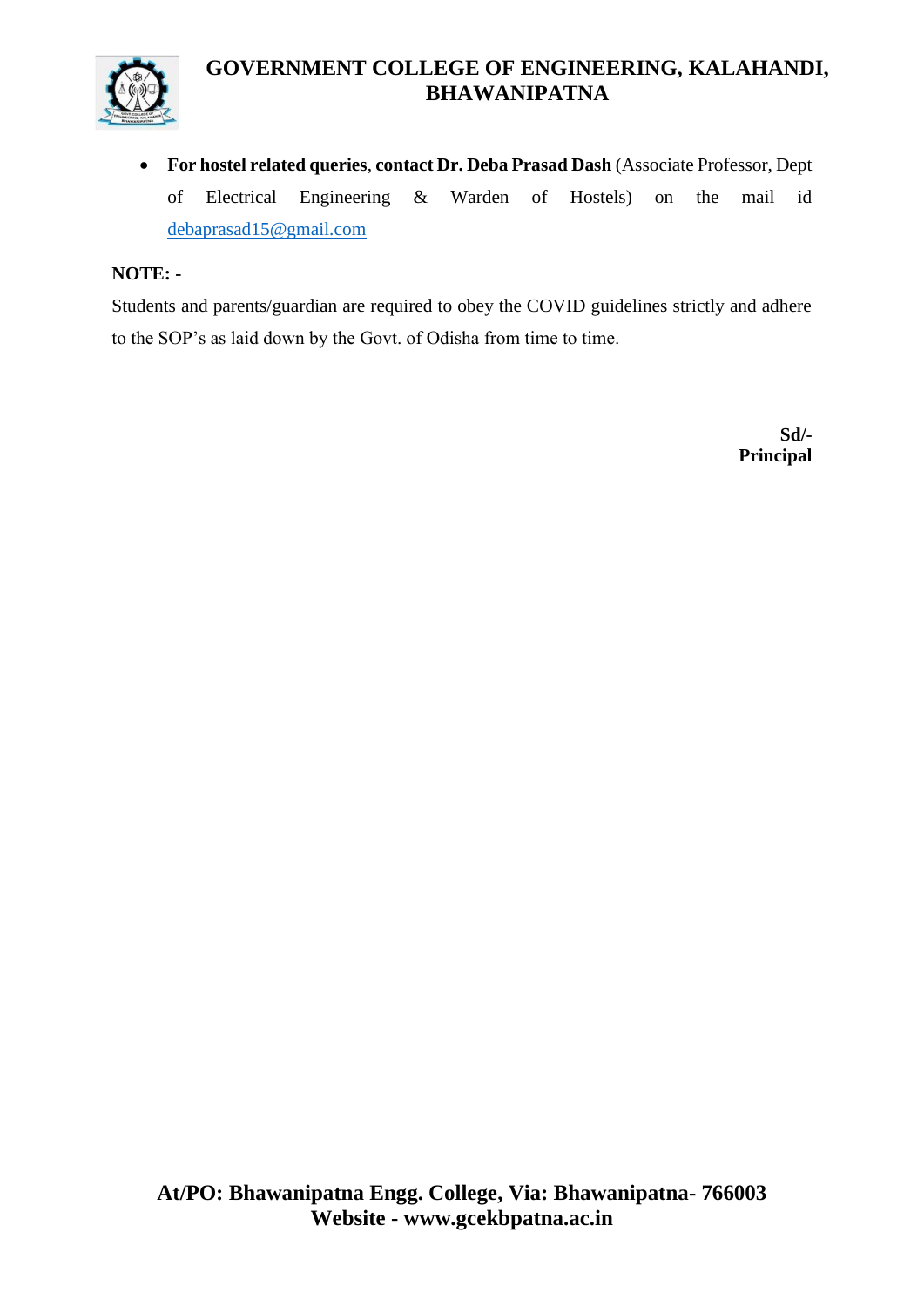- **For hostel related queries**, **contact Dr. Deba Prasad Dash** (Associate Professor, Dept of Electrical Engineering & Warden of Hostels) on the mail id debaprasad15@gmail.com

**NOTE: -**

Students and parents/guardian are required to obey the COVID guidelines strictly and adhere to the SOP's as laid down by the Govt. of Odisha from time to time.

**Sd/-**
**Principal**